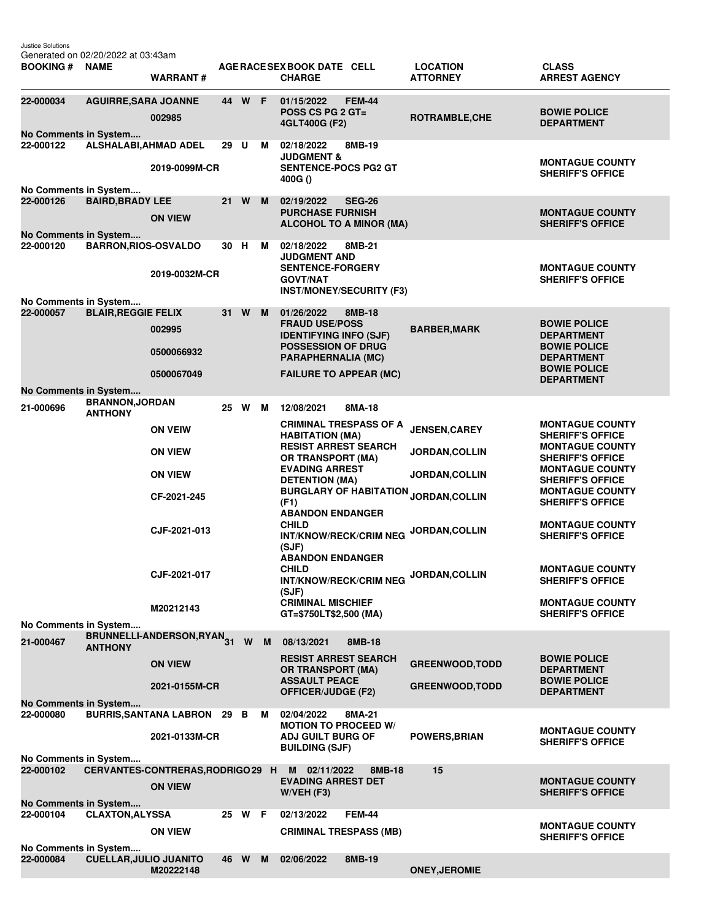Justice Solutions
Generated on 02/20/2022 at 03:43am

| BOOKING # | NAME | WARRANT # | AGE | RACE | SEX | BOOK DATE | CELL | CHARGE | LOCATION | ATTORNEY | CLASS | ARREST AGENCY |
|---|---|---|---|---|---|---|---|---|---|---|---|---|
| 22-000034 | AGUIRRE,SARA JOANNE | | 44 | W | F | 01/15/2022 | FEM-44 | | | | | |
| | | 002985 | | | | | | POSS CS PG 2 GT= 4GLT400G (F2) | | ROTRAMBLE,CHE | | BOWIE POLICE DEPARTMENT |
| No Comments in System.... | | | | | | | | | | | | |
| 22-000122 | ALSHALABI,AHMAD ADEL | | 29 | U | M | 02/18/2022 | 8MB-19 | | | | | |
| | | 2019-0099M-CR | | | | | | JUDGMENT & SENTENCE-POCS PG2 GT 400G () | | | | MONTAGUE COUNTY SHERIFF'S OFFICE |
| No Comments in System.... | | | | | | | | | | | | |
| 22-000126 | BAIRD,BRADY LEE | | 21 | W | M | 02/19/2022 | SEG-26 | | | | | |
| | | ON VIEW | | | | | | PURCHASE FURNISH ALCOHOL TO A MINOR (MA) | | | | MONTAGUE COUNTY SHERIFF'S OFFICE |
| No Comments in System.... | | | | | | | | | | | | |
| 22-000120 | BARRON,RIOS-OSVALDO | | 30 | H | M | 02/18/2022 | 8MB-21 | | | | | |
| | | 2019-0032M-CR | | | | | | JUDGMENT AND SENTENCE-FORGERY GOVT/NAT INST/MONEY/SECURITY (F3) | | | | MONTAGUE COUNTY SHERIFF'S OFFICE |
| No Comments in System.... | | | | | | | | | | | | |
| 22-000057 | BLAIR,REGGIE FELIX | | 31 | W | M | 01/26/2022 | 8MB-18 | | | | | |
| | | 002995 | | | | | | FRAUD USE/POSS IDENTIFYING INFO (SJF) | | BARBER,MARK | | BOWIE POLICE DEPARTMENT |
| | | 0500066932 | | | | | | POSSESSION OF DRUG PARAPHERNALIA (MC) | | | | BOWIE POLICE DEPARTMENT |
| | | 0500067049 | | | | | | FAILURE TO APPEAR (MC) | | | | BOWIE POLICE DEPARTMENT |
| No Comments in System.... | | | | | | | | | | | | |
| 21-000696 | BRANNON,JORDAN ANTHONY | | 25 | W | M | 12/08/2021 | 8MA-18 | | | | | |
| | | ON VEIW | | | | | | CRIMINAL TRESPASS OF A HABITATION (MA) | | JENSEN,CAREY | | MONTAGUE COUNTY SHERIFF'S OFFICE |
| | | ON VIEW | | | | | | RESIST ARREST SEARCH OR TRANSPORT (MA) | | JORDAN,COLLIN | | MONTAGUE COUNTY SHERIFF'S OFFICE |
| | | ON VIEW | | | | | | EVADING ARREST DETENTION (MA) | | JORDAN,COLLIN | | MONTAGUE COUNTY SHERIFF'S OFFICE |
| | | CF-2021-245 | | | | | | BURGLARY OF HABITATION (F1) | | JORDAN,COLLIN | | MONTAGUE COUNTY SHERIFF'S OFFICE |
| | | CJF-2021-013 | | | | | | ABANDON ENDANGER CHILD INT/KNOW/RECK/CRIM NEG (SJF) | | JORDAN,COLLIN | | MONTAGUE COUNTY SHERIFF'S OFFICE |
| | | CJF-2021-017 | | | | | | ABANDON ENDANGER CHILD INT/KNOW/RECK/CRIM NEG (SJF) | | JORDAN,COLLIN | | MONTAGUE COUNTY SHERIFF'S OFFICE |
| | | M20212143 | | | | | | CRIMINAL MISCHIEF GT=$750LT$2,500 (MA) | | | | MONTAGUE COUNTY SHERIFF'S OFFICE |
| No Comments in System.... | | | | | | | | | | | | |
| 21-000467 | BRUNNELLI-ANDERSON,RYAN ANTHONY | | 31 | W | M | 08/13/2021 | 8MB-18 | | | | | |
| | | ON VIEW | | | | | | RESIST ARREST SEARCH OR TRANSPORT (MA) | | GREENWOOD,TODD | | BOWIE POLICE DEPARTMENT |
| | | 2021-0155M-CR | | | | | | ASSAULT PEACE OFFICER/JUDGE (F2) | | GREENWOOD,TODD | | BOWIE POLICE DEPARTMENT |
| No Comments in System.... | | | | | | | | | | | | |
| 22-000080 | BURRIS,SANTANA LABRON | | 29 | B | M | 02/04/2022 | 8MA-21 | | | | | |
| | | 2021-0133M-CR | | | | | | MOTION TO PROCEED W/ ADJ GUILT BURG OF BUILDING (SJF) | | POWERS,BRIAN | | MONTAGUE COUNTY SHERIFF'S OFFICE |
| No Comments in System.... | | | | | | | | | | | | |
| 22-000102 | CERVANTES-CONTRERAS,RODRIGO | | 29 | H | M | 02/11/2022 | 8MB-18 | | 15 | | | |
| | | ON VIEW | | | | | | EVADING ARREST DET W/VEH (F3) | | | | MONTAGUE COUNTY SHERIFF'S OFFICE |
| No Comments in System.... | | | | | | | | | | | | |
| 22-000104 | CLAXTON,ALYSSA | | 25 | W | F | 02/13/2022 | FEM-44 | | | | | |
| | | ON VIEW | | | | | | CRIMINAL TRESPASS (MB) | | | | MONTAGUE COUNTY SHERIFF'S OFFICE |
| No Comments in System.... | | | | | | | | | | | | |
| 22-000084 | CUELLAR,JULIO JUANITO | | 46 | W | M | 02/06/2022 | 8MB-19 | | | | | |
| | | M20222148 | | | | | | | | ONEY,JEROMIE | | |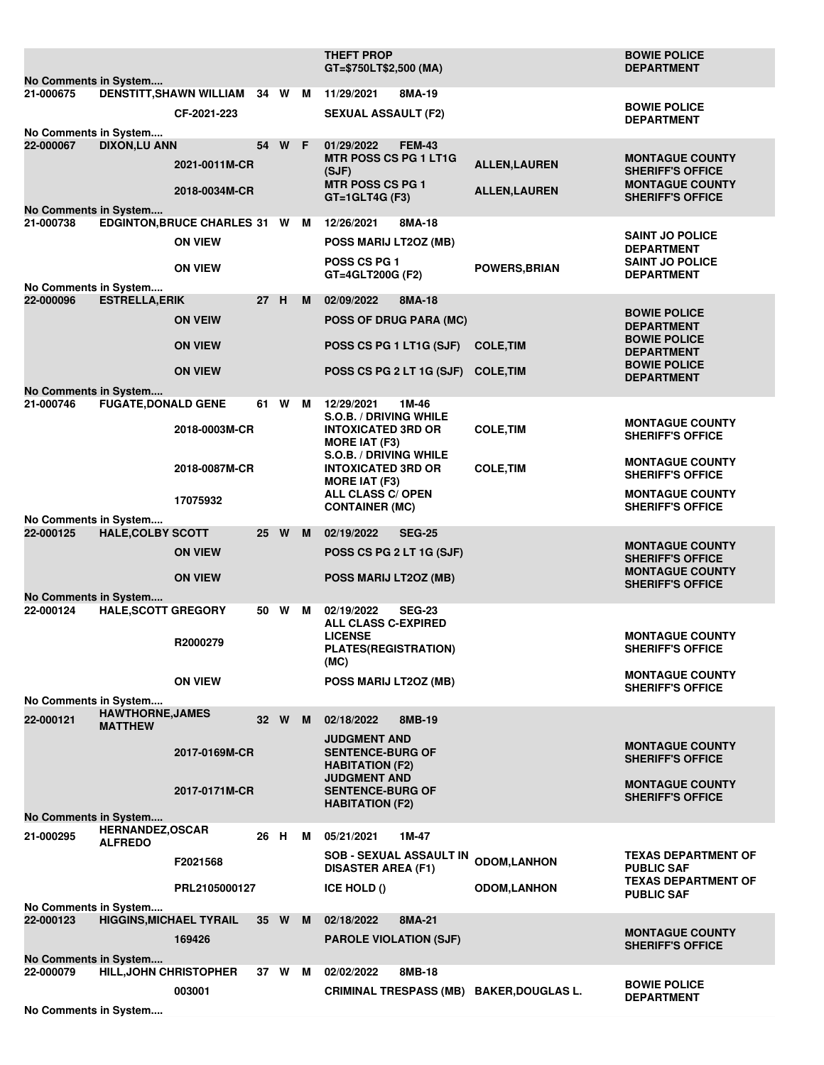| | | | | | | | | |
|---|---|---|---|---|---|---|---|---|
| | | | | | THEFT PROP GT=$750LT$2,500 (MA) | | | BOWIE POLICE DEPARTMENT |
| No Comments in System.... | | | | | | | | |
| 21-000675 | DENSTITT,SHAWN WILLIAM | | 34 | W | M | 11/29/2021 | 8MA-19 | |
| | | CF-2021-223 | | | SEXUAL ASSAULT (F2) | | | BOWIE POLICE DEPARTMENT |
| No Comments in System.... | | | | | | | | |
| 22-000067 | DIXON,LU ANN | | 54 | W | F | 01/29/2022 | FEM-43 | |
| | | 2021-0011M-CR | | | MTR POSS CS PG 1 LT1G (SJF) | | ALLEN,LAUREN | MONTAGUE COUNTY SHERIFF'S OFFICE |
| | | 2018-0034M-CR | | | MTR POSS CS PG 1 GT=1GLT4G (F3) | | ALLEN,LAUREN | MONTAGUE COUNTY SHERIFF'S OFFICE |
| No Comments in System.... | | | | | | | | |
| 21-000738 | EDGINTON,BRUCE CHARLES | | 31 | W | M | 12/26/2021 | 8MA-18 | |
| | | ON VIEW | | | POSS MARIJ LT2OZ (MB) | | | SAINT JO POLICE DEPARTMENT |
| | | ON VIEW | | | POSS CS PG 1 GT=4GLT200G (F2) | | POWERS,BRIAN | SAINT JO POLICE DEPARTMENT |
| No Comments in System.... | | | | | | | | |
| 22-000096 | ESTRELLA,ERIK | | 27 | H | M | 02/09/2022 | 8MA-18 | |
| | | ON VEIW | | | POSS OF DRUG PARA (MC) | | | BOWIE POLICE DEPARTMENT |
| | | ON VIEW | | | POSS CS PG 1 LT1G (SJF) | | COLE,TIM | BOWIE POLICE DEPARTMENT |
| | | ON VIEW | | | POSS CS PG 2 LT 1G (SJF) | | COLE,TIM | BOWIE POLICE DEPARTMENT |
| No Comments in System.... | | | | | | | | |
| 21-000746 | FUGATE,DONALD GENE | | 61 | W | M | 12/29/2021 | 1M-46 | |
| | | 2018-0003M-CR | | | S.O.B. / DRIVING WHILE INTOXICATED 3RD OR MORE IAT (F3) | | COLE,TIM | MONTAGUE COUNTY SHERIFF'S OFFICE |
| | | 2018-0087M-CR | | | S.O.B. / DRIVING WHILE INTOXICATED 3RD OR MORE IAT (F3) | | COLE,TIM | MONTAGUE COUNTY SHERIFF'S OFFICE |
| | | 17075932 | | | ALL CLASS C/ OPEN CONTAINER (MC) | | | MONTAGUE COUNTY SHERIFF'S OFFICE |
| No Comments in System.... | | | | | | | | |
| 22-000125 | HALE,COLBY SCOTT | | 25 | W | M | 02/19/2022 | SEG-25 | |
| | | ON VIEW | | | POSS CS PG 2 LT 1G (SJF) | | | MONTAGUE COUNTY SHERIFF'S OFFICE |
| | | ON VIEW | | | POSS MARIJ LT2OZ (MB) | | | MONTAGUE COUNTY SHERIFF'S OFFICE |
| No Comments in System.... | | | | | | | | |
| 22-000124 | HALE,SCOTT GREGORY | | 50 | W | M | 02/19/2022 | SEG-23 | |
| | | R2000279 | | | ALL CLASS C-EXPIRED LICENSE PLATES(REGISTRATION) (MC) | | | MONTAGUE COUNTY SHERIFF'S OFFICE |
| | | ON VIEW | | | POSS MARIJ LT2OZ (MB) | | | MONTAGUE COUNTY SHERIFF'S OFFICE |
| No Comments in System.... | | | | | | | | |
| 22-000121 | HAWTHORNE,JAMES MATTHEW | | 32 | W | M | 02/18/2022 | 8MB-19 | |
| | | 2017-0169M-CR | | | JUDGMENT AND SENTENCE-BURG OF HABITATION (F2) | | | MONTAGUE COUNTY SHERIFF'S OFFICE |
| | | 2017-0171M-CR | | | JUDGMENT AND SENTENCE-BURG OF HABITATION (F2) | | | MONTAGUE COUNTY SHERIFF'S OFFICE |
| No Comments in System.... | | | | | | | | |
| 21-000295 | HERNANDEZ,OSCAR ALFREDO | | 26 | H | M | 05/21/2021 | 1M-47 | |
| | | F2021568 | | | SOB - SEXUAL ASSAULT IN DISASTER AREA (F1) | | ODOM,LANHON | TEXAS DEPARTMENT OF PUBLIC SAF |
| | | PRL2105000127 | | | ICE HOLD () | | ODOM,LANHON | TEXAS DEPARTMENT OF PUBLIC SAF |
| No Comments in System.... | | | | | | | | |
| 22-000123 | HIGGINS,MICHAEL TYRAIL | | 35 | W | M | 02/18/2022 | 8MA-21 | |
| | | 169426 | | | PAROLE VIOLATION (SJF) | | | MONTAGUE COUNTY SHERIFF'S OFFICE |
| No Comments in System.... | | | | | | | | |
| 22-000079 | HILL,JOHN CHRISTOPHER | | 37 | W | M | 02/02/2022 | 8MB-18 | |
| | | 003001 | | | CRIMINAL TRESPASS (MB) | | BAKER,DOUGLAS L. | BOWIE POLICE DEPARTMENT |
| No Comments in System.... | | | | | | | | |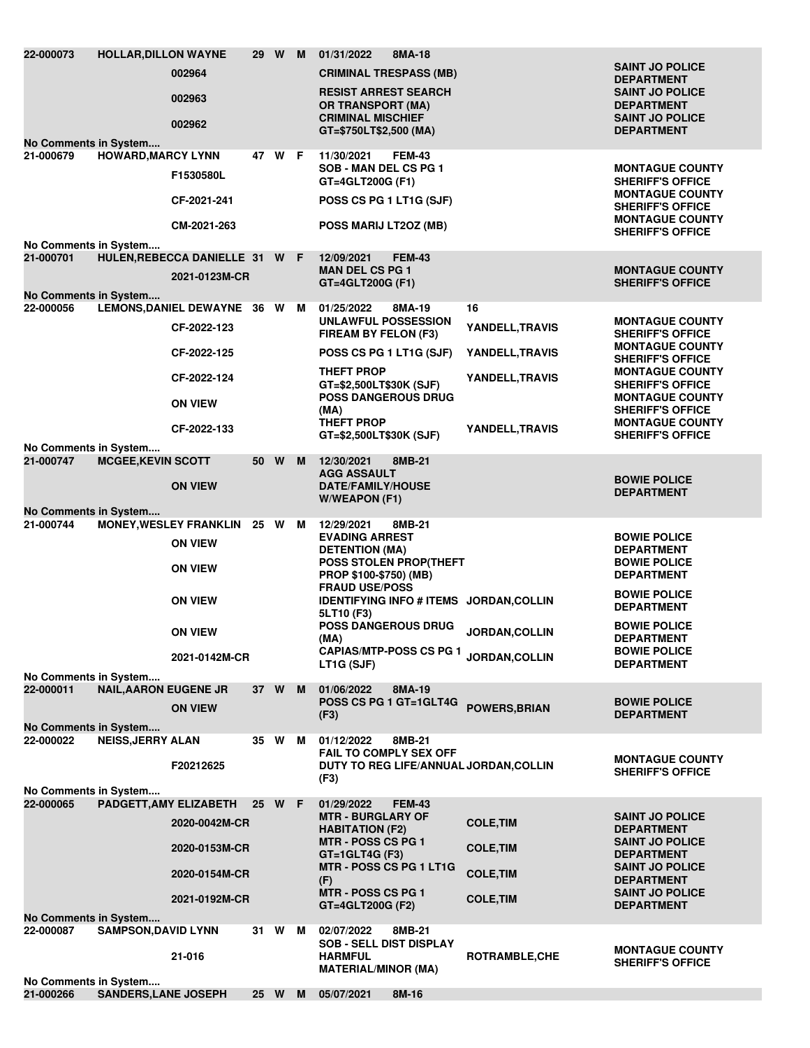| Case # | Name | Age | Race | Sex | Date | Court | Bond | Attorney | Agency |
|---|---|---|---|---|---|---|---|---|---|
| 22-000073 | HOLLAR,DILLON WAYNE | 29 | W | M | 01/31/2022 | 8MA-18 | | | |
| | 002964 | | | | CRIMINAL TRESPASS (MB) | | | | SAINT JO POLICE DEPARTMENT |
| | 002963 | | | | RESIST ARREST SEARCH OR TRANSPORT (MA) | | | | SAINT JO POLICE DEPARTMENT |
| | 002962 | | | | CRIMINAL MISCHIEF GT=$750LT$2,500 (MA) | | | | SAINT JO POLICE DEPARTMENT |
| No Comments in System.... | | | | | | | | | |
| 21-000679 | HOWARD,MARCY LYNN | 47 | W | F | 11/30/2021 | FEM-43 | | | |
| | F1530580L | | | | SOB - MAN DEL CS PG 1 GT=4GLT200G (F1) | | | | MONTAGUE COUNTY SHERIFF'S OFFICE |
| | CF-2021-241 | | | | POSS CS PG 1 LT1G (SJF) | | | | MONTAGUE COUNTY SHERIFF'S OFFICE |
| | CM-2021-263 | | | | POSS MARIJ LT2OZ (MB) | | | | MONTAGUE COUNTY SHERIFF'S OFFICE |
| No Comments in System.... | | | | | | | | | |
| 21-000701 | HULEN,REBECCA DANIELLE | 31 | W | F | 12/09/2021 | FEM-43 | | | |
| | 2021-0123M-CR | | | | MAN DEL CS PG 1 GT=4GLT200G (F1) | | | | MONTAGUE COUNTY SHERIFF'S OFFICE |
| No Comments in System.... | | | | | | | | | |
| 22-000056 | LEMONS,DANIEL DEWAYNE | 36 | W | M | 01/25/2022 | 8MA-19 | 16 | | |
| | CF-2022-123 | | | | UNLAWFUL POSSESSION FIREAM BY FELON (F3) | | | YANDELL,TRAVIS | MONTAGUE COUNTY SHERIFF'S OFFICE |
| | CF-2022-125 | | | | POSS CS PG 1 LT1G (SJF) | | | YANDELL,TRAVIS | MONTAGUE COUNTY SHERIFF'S OFFICE |
| | CF-2022-124 | | | | THEFT PROP GT=$2,500LT$30K (SJF) | | | YANDELL,TRAVIS | MONTAGUE COUNTY SHERIFF'S OFFICE |
| | ON VIEW | | | | POSS DANGEROUS DRUG (MA) | | | | MONTAGUE COUNTY SHERIFF'S OFFICE |
| | CF-2022-133 | | | | THEFT PROP GT=$2,500LT$30K (SJF) | | | YANDELL,TRAVIS | MONTAGUE COUNTY SHERIFF'S OFFICE |
| No Comments in System.... | | | | | | | | | |
| 21-000747 | MCGEE,KEVIN SCOTT | 50 | W | M | 12/30/2021 | 8MB-21 | | | |
| | ON VIEW | | | | AGG ASSAULT DATE/FAMILY/HOUSE W/WEAPON (F1) | | | | BOWIE POLICE DEPARTMENT |
| No Comments in System.... | | | | | | | | | |
| 21-000744 | MONEY,WESLEY FRANKLIN | 25 | W | M | 12/29/2021 | 8MB-21 | | | |
| | ON VIEW | | | | EVADING ARREST DETENTION (MA) | | | | BOWIE POLICE DEPARTMENT |
| | ON VIEW | | | | POSS STOLEN PROP(THEFT PROP $100-$750) (MB) | | | | BOWIE POLICE DEPARTMENT |
| | ON VIEW | | | | FRAUD USE/POSS IDENTIFYING INFO # ITEMS 5LT10 (F3) | | | JORDAN,COLLIN | BOWIE POLICE DEPARTMENT |
| | ON VIEW | | | | POSS DANGEROUS DRUG (MA) | | | JORDAN,COLLIN | BOWIE POLICE DEPARTMENT |
| | 2021-0142M-CR | | | | CAPIAS/MTP-POSS CS PG 1 LT1G (SJF) | | | JORDAN,COLLIN | BOWIE POLICE DEPARTMENT |
| No Comments in System.... | | | | | | | | | |
| 22-000011 | NAIL,AARON EUGENE JR | 37 | W | M | 01/06/2022 | 8MA-19 | | | |
| | ON VIEW | | | | POSS CS PG 1 GT=1GLT4G (F3) | | | POWERS,BRIAN | BOWIE POLICE DEPARTMENT |
| No Comments in System.... | | | | | | | | | |
| 22-000022 | NEISS,JERRY ALAN | 35 | W | M | 01/12/2022 | 8MB-21 | | | |
| | F20212625 | | | | FAIL TO COMPLY SEX OFF DUTY TO REG LIFE/ANNUAL (F3) | | | JORDAN,COLLIN | MONTAGUE COUNTY SHERIFF'S OFFICE |
| No Comments in System.... | | | | | | | | | |
| 22-000065 | PADGETT,AMY ELIZABETH | 25 | W | F | 01/29/2022 | FEM-43 | | | |
| | 2020-0042M-CR | | | | MTR - BURGLARY OF HABITATION (F2) | | | COLE,TIM | SAINT JO POLICE DEPARTMENT |
| | 2020-0153M-CR | | | | MTR - POSS CS PG 1 GT=1GLT4G (F3) | | | COLE,TIM | SAINT JO POLICE DEPARTMENT |
| | 2020-0154M-CR | | | | MTR - POSS CS PG 1 LT1G (F) | | | COLE,TIM | SAINT JO POLICE DEPARTMENT |
| | 2021-0192M-CR | | | | MTR - POSS CS PG 1 GT=4GLT200G (F2) | | | COLE,TIM | SAINT JO POLICE DEPARTMENT |
| No Comments in System.... | | | | | | | | | |
| 22-000087 | SAMPSON,DAVID LYNN | 31 | W | M | 02/07/2022 | 8MB-21 | | | |
| | 21-016 | | | | SOB - SELL DIST DISPLAY HARMFUL MATERIAL/MINOR (MA) | | | ROTRAMBLE,CHE | MONTAGUE COUNTY SHERIFF'S OFFICE |
| No Comments in System.... | | | | | | | | | |
| 21-000266 | SANDERS,LANE JOSEPH | 25 | W | M | 05/07/2021 | 8M-16 | | | |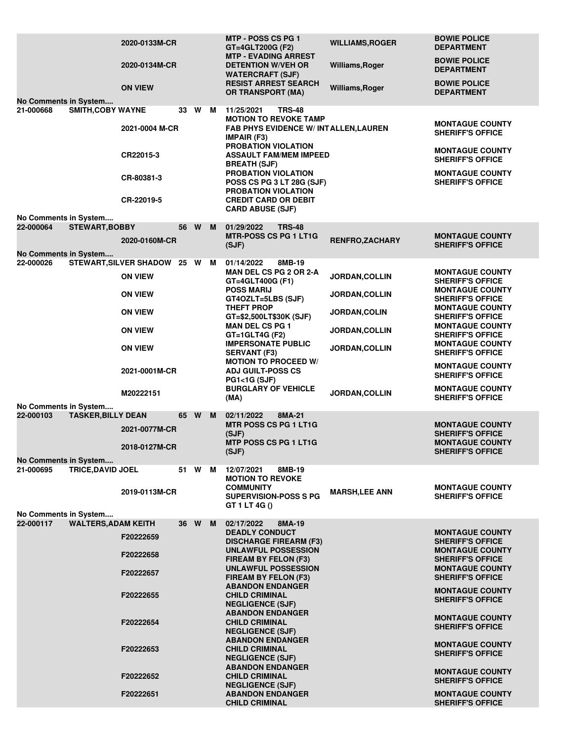| Booking # | Name | Age | Race | Sex | Case # / Date | Charge / Cell | Officer | Agency |
|---|---|---|---|---|---|---|---|---|
| | | | | | 2020-0133M-CR | MTP - POSS CS PG 1 GT=4GLT200G (F2) | WILLIAMS,ROGER | BOWIE POLICE DEPARTMENT |
| | | | | | 2020-0134M-CR | MTP - EVADING ARREST DETENTION W/VEH OR WATERCRAFT (SJF) | Williams,Roger | BOWIE POLICE DEPARTMENT |
| | | | | | ON VIEW | RESIST ARREST SEARCH OR TRANSPORT (MA) | Williams,Roger | BOWIE POLICE DEPARTMENT |
| No Comments in System.... | | | | | | | | |
| 21-000668 | SMITH,COBY WAYNE | 33 | W | M | 11/25/2021 | TRS-48 | | |
| | | | | | 2021-0004 M-CR | MOTION TO REVOKE TAMP FAB PHYS EVIDENCE W/ INT IMPAIR (F3) | ALLEN,LAUREN | MONTAGUE COUNTY SHERIFF'S OFFICE |
| | | | | | CR22015-3 | PROBATION VIOLATION ASSAULT FAM/MEM IMPEED BREATH (SJF) | | MONTAGUE COUNTY SHERIFF'S OFFICE |
| | | | | | CR-80381-3 | PROBATION VIOLATION POSS CS PG 3 LT 28G (SJF) | | MONTAGUE COUNTY SHERIFF'S OFFICE |
| | | | | | CR-22019-5 | PROBATION VIOLATION CREDIT CARD OR DEBIT CARD ABUSE (SJF) | | |
| No Comments in System.... | | | | | | | | |
| 22-000064 | STEWART,BOBBY | 56 | W | M | 01/29/2022 | TRS-48 | | |
| | | | | | 2020-0160M-CR | MTR-POSS CS PG 1 LT1G (SJF) | RENFRO,ZACHARY | MONTAGUE COUNTY SHERIFF'S OFFICE |
| No Comments in System.... | | | | | | | | |
| 22-000026 | STEWART,SILVER SHADOW | 25 | W | M | 01/14/2022 | 8MB-19 | | |
| | | | | | ON VIEW | MAN DEL CS PG 2 OR 2-A GT=4GLT400G (F1) | JORDAN,COLLIN | MONTAGUE COUNTY SHERIFF'S OFFICE |
| | | | | | ON VIEW | POSS MARIJ GT4OZLT=5LBS (SJF) | JORDAN,COLLIN | MONTAGUE COUNTY SHERIFF'S OFFICE |
| | | | | | ON VIEW | THEFT PROP GT=$2,500LT$30K (SJF) | JORDAN,COLIN | MONTAGUE COUNTY SHERIFF'S OFFICE |
| | | | | | ON VIEW | MAN DEL CS PG 1 GT=1GLT4G (F2) | JORDAN,COLLIN | MONTAGUE COUNTY SHERIFF'S OFFICE |
| | | | | | ON VIEW | IMPERSONATE PUBLIC SERVANT (F3) | JORDAN,COLLIN | MONTAGUE COUNTY SHERIFF'S OFFICE |
| | | | | | 2021-0001M-CR | MOTION TO PROCEED W/ ADJ GUILT-POSS CS PG1<1G (SJF) | | MONTAGUE COUNTY SHERIFF'S OFFICE |
| | | | | | M20222151 | BURGLARY OF VEHICLE (MA) | JORDAN,COLLIN | MONTAGUE COUNTY SHERIFF'S OFFICE |
| No Comments in System.... | | | | | | | | |
| 22-000103 | TASKER,BILLY DEAN | 65 | W | M | 02/11/2022 | 8MA-21 | | |
| | | | | | 2021-0077M-CR | MTR POSS CS PG 1 LT1G (SJF) | | MONTAGUE COUNTY SHERIFF'S OFFICE |
| | | | | | 2018-0127M-CR | MTP POSS CS PG 1 LT1G (SJF) | | MONTAGUE COUNTY SHERIFF'S OFFICE |
| No Comments in System.... | | | | | | | | |
| 21-000695 | TRICE,DAVID JOEL | 51 | W | M | 12/07/2021 | 8MB-19 | | |
| | | | | | 2019-0113M-CR | MOTION TO REVOKE COMMUNITY SUPERVISION-POSS S PG GT 1 LT 4G () | MARSH,LEE ANN | MONTAGUE COUNTY SHERIFF'S OFFICE |
| No Comments in System.... | | | | | | | | |
| 22-000117 | WALTERS,ADAM KEITH | 36 | W | M | 02/17/2022 | 8MA-19 | | |
| | | | | | F20222659 | DEADLY CONDUCT DISCHARGE FIREARM (F3) | | MONTAGUE COUNTY SHERIFF'S OFFICE |
| | | | | | F20222658 | UNLAWFUL POSSESSION FIREAM BY FELON (F3) | | MONTAGUE COUNTY SHERIFF'S OFFICE |
| | | | | | F20222657 | UNLAWFUL POSSESSION FIREAM BY FELON (F3) | | MONTAGUE COUNTY SHERIFF'S OFFICE |
| | | | | | F20222655 | ABANDON ENDANGER CHILD CRIMINAL NEGLIGENCE (SJF) | | MONTAGUE COUNTY SHERIFF'S OFFICE |
| | | | | | F20222654 | ABANDON ENDANGER CHILD CRIMINAL NEGLIGENCE (SJF) | | MONTAGUE COUNTY SHERIFF'S OFFICE |
| | | | | | F20222653 | ABANDON ENDANGER CHILD CRIMINAL NEGLIGENCE (SJF) | | MONTAGUE COUNTY SHERIFF'S OFFICE |
| | | | | | F20222652 | ABANDON ENDANGER CHILD CRIMINAL NEGLIGENCE (SJF) | | MONTAGUE COUNTY SHERIFF'S OFFICE |
| | | | | | F20222651 | ABANDON ENDANGER CHILD CRIMINAL | | MONTAGUE COUNTY SHERIFF'S OFFICE |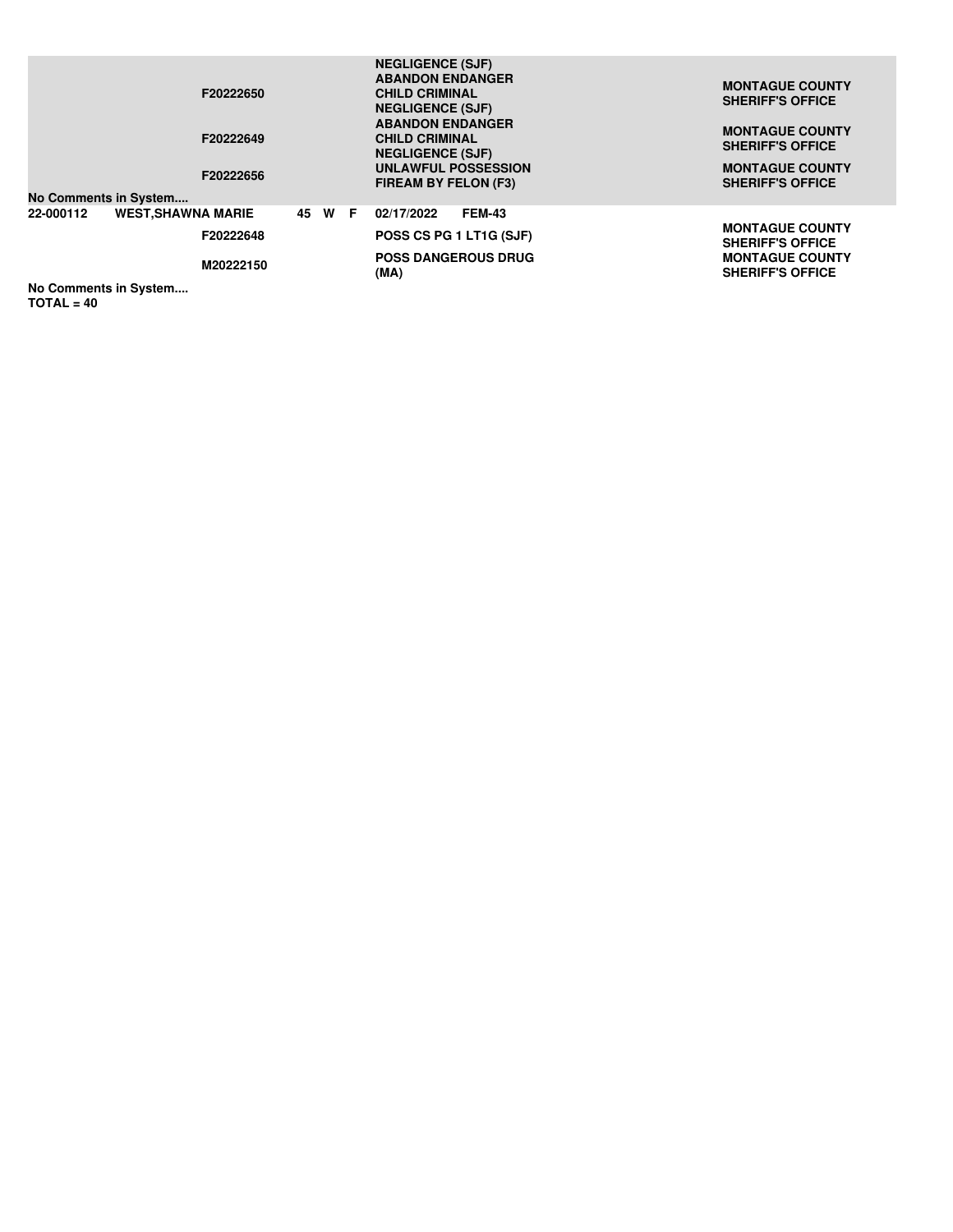| | | | | | | | | |
|---|---|---|---|---|---|---|---|---|
| | | | | | | NEGLIGENCE (SJF) | | |
| | | F20222650 | | | | ABANDON ENDANGER CHILD CRIMINAL NEGLIGENCE (SJF) | | MONTAGUE COUNTY SHERIFF'S OFFICE |
| | | F20222649 | | | | ABANDON ENDANGER CHILD CRIMINAL NEGLIGENCE (SJF) | | MONTAGUE COUNTY SHERIFF'S OFFICE |
| | | F20222656 | | | | UNLAWFUL POSSESSION FIREAM BY FELON (F3) | | MONTAGUE COUNTY SHERIFF'S OFFICE |
| No Comments in System.... | | | | | | | | |
| 22-000112 | WEST,SHAWNA MARIE | | 45 | W | F | 02/17/2022 | FEM-43 | |
| | | F20222648 | | | | POSS CS PG 1 LT1G (SJF) | | MONTAGUE COUNTY SHERIFF'S OFFICE |
| | | M20222150 | | | | POSS DANGEROUS DRUG (MA) | | MONTAGUE COUNTY SHERIFF'S OFFICE |
| No Comments in System.... | | | | | | | | |

TOTAL = 40